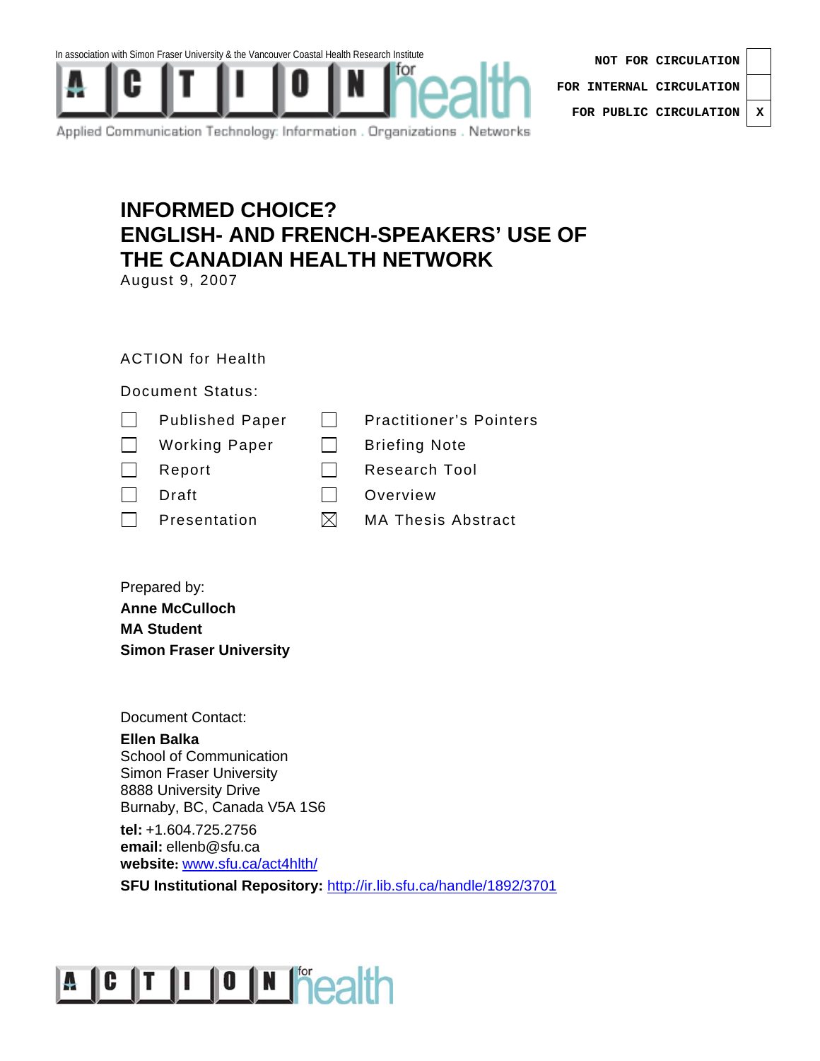In association with Simon Fraser University & the Vancouver Coastal Health Research Institute

ACTION for health

Applied Communication Technology: Information . Organizations . Networks

| | |
|---|---|
| NOT FOR CIRCULATION | |
| FOR INTERNAL CIRCULATION | |
| FOR PUBLIC CIRCULATION | X |

# INFORMED CHOICE? ENGLISH- AND FRENCH-SPEAKERS' USE OF THE CANADIAN HEALTH NETWORK

August 9, 2007

ACTION for Health

Document Status:

- ☐ Published Paper
- ☐ Working Paper
- ☐ Report
- ☐ Draft
- ☐ Presentation
- ☐ Practitioner's Pointers
- ☐ Briefing Note
- ☐ Research Tool
- ☐ Overview
- ☒ MA Thesis Abstract

Prepared by:
**Anne McCulloch**
**MA Student**
**Simon Fraser University**

Document Contact:
**Ellen Balka**
School of Communication
Simon Fraser University
8888 University Drive
Burnaby, BC, Canada V5A 1S6

**tel:** +1.604.725.2756
**email:** ellenb@sfu.ca
**website:** www.sfu.ca/act4hlth/

**SFU Institutional Repository:** http://ir.lib.sfu.ca/handle/1892/3701

ACTION for health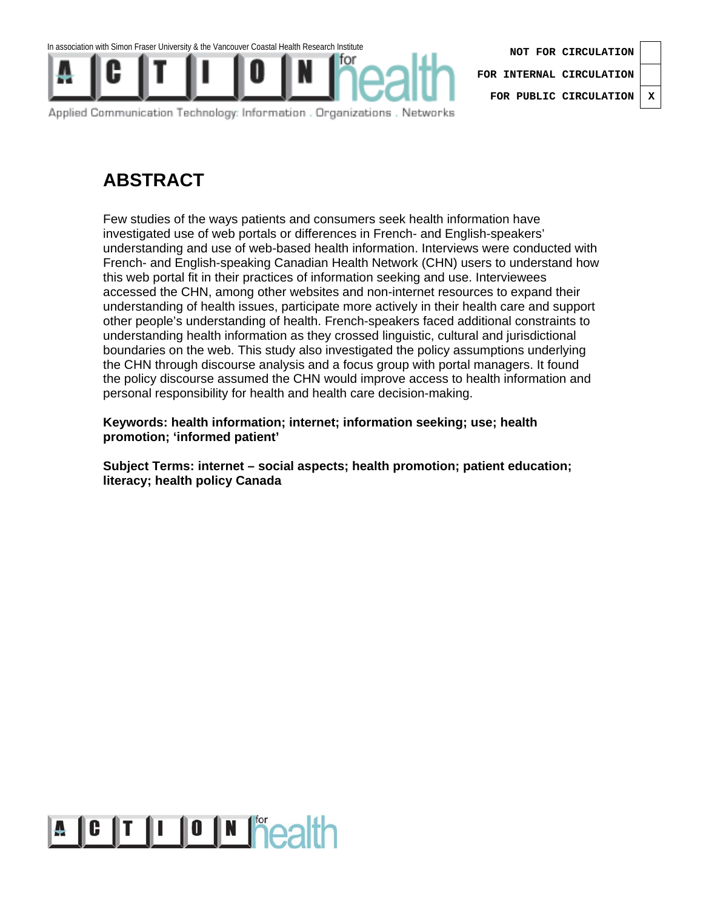In association with Simon Fraser University & the Vancouver Coastal Health Research Institute

| | |
|---|---|
| NOT FOR CIRCULATION | |
| FOR INTERNAL CIRCULATION | |
| FOR PUBLIC CIRCULATION | X |

# ABSTRACT

Few studies of the ways patients and consumers seek health information have investigated use of web portals or differences in French- and English-speakers' understanding and use of web-based health information. Interviews were conducted with French- and English-speaking Canadian Health Network (CHN) users to understand how this web portal fit in their practices of information seeking and use. Interviewees accessed the CHN, among other websites and non-internet resources to expand their understanding of health issues, participate more actively in their health care and support other people's understanding of health. French-speakers faced additional constraints to understanding health information as they crossed linguistic, cultural and jurisdictional boundaries on the web. This study also investigated the policy assumptions underlying the CHN through discourse analysis and a focus group with portal managers. It found the policy discourse assumed the CHN would improve access to health information and personal responsibility for health and health care decision-making.

**Keywords: health information; internet; information seeking; use; health promotion; 'informed patient'**

**Subject Terms: internet – social aspects; health promotion; patient education; literacy; health policy Canada**